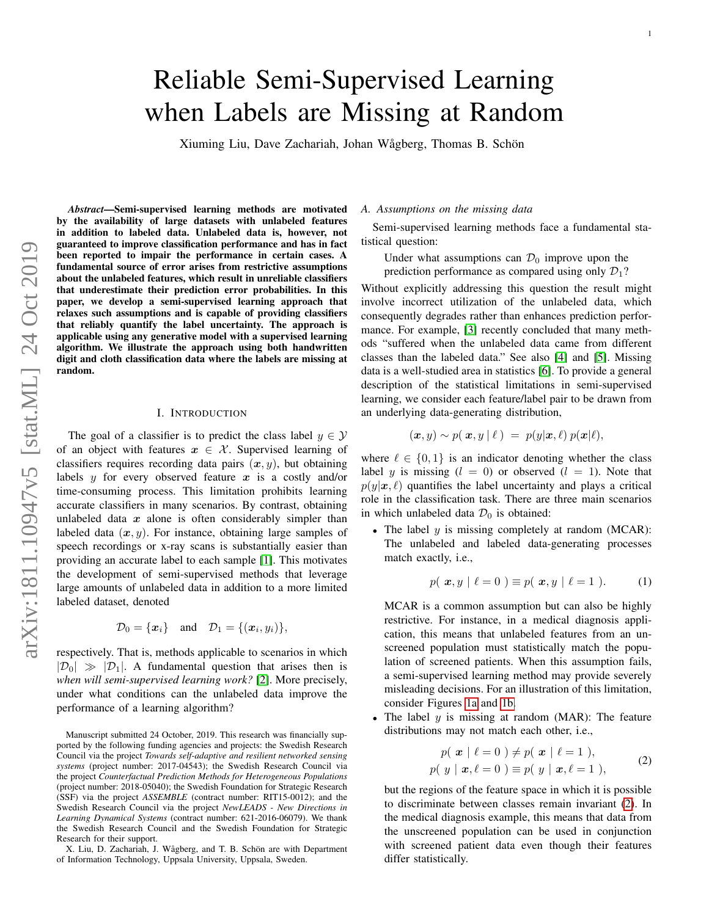# Reliable Semi-Supervised Learning when Labels are Missing at Random

Xiuming Liu, Dave Zachariah, Johan Wågberg, Thomas B. Schön

***Abstract*—Semi-supervised learning methods are motivated by the availability of large datasets with unlabeled features in addition to labeled data. Unlabeled data is, however, not guaranteed to improve classification performance and has in fact been reported to impair the performance in certain cases. A fundamental source of error arises from restrictive assumptions about the unlabeled features, which result in unreliable classifiers that underestimate their prediction error probabilities. In this paper, we develop a semi-supervised learning approach that relaxes such assumptions and is capable of providing classifiers that reliably quantify the label uncertainty. The approach is applicable using any generative model with a supervised learning algorithm. We illustrate the approach using both handwritten digit and cloth classification data where the labels are missing at random.**

## I. Introduction

The goal of a classifier is to predict the class label $y \in \mathcal{Y}$ of an object with features $\boldsymbol{x} \in \mathcal{X}$. Supervised learning of classifiers requires recording data pairs $(\boldsymbol{x}, y)$, but obtaining labels $y$ for every observed feature $\boldsymbol{x}$ is a costly and/or time-consuming process. This limitation prohibits learning accurate classifiers in many scenarios. By contrast, obtaining unlabeled data $\boldsymbol{x}$ alone is often considerably simpler than labeled data $(\boldsymbol{x}, y)$. For instance, obtaining large samples of speech recordings or x-ray scans is substantially easier than providing an accurate label to each sample [1]. This motivates the development of semi-supervised methods that leverage large amounts of unlabeled data in addition to a more limited labeled dataset, denoted

$$\mathcal{D}_0 = \{\boldsymbol{x}_i\} \quad \text{and} \quad \mathcal{D}_1 = \{(\boldsymbol{x}_i, y_i)\},$$

respectively. That is, methods applicable to scenarios in which $|\mathcal{D}_0| \gg |\mathcal{D}_1|$. A fundamental question that arises then is *when will semi-supervised learning work?* [2]. More precisely, under what conditions can the unlabeled data improve the performance of a learning algorithm?

### A. Assumptions on the missing data

Semi-supervised learning methods face a fundamental statistical question:

> Under what assumptions can $\mathcal{D}_0$ improve upon the prediction performance as compared using only $\mathcal{D}_1$?

Without explicitly addressing this question the result might involve incorrect utilization of the unlabeled data, which consequently degrades rather than enhances prediction performance. For example, [3] recently concluded that many methods "suffered when the unlabeled data came from different classes than the labeled data." See also [4] and [5]. Missing data is a well-studied area in statistics [6]. To provide a general description of the statistical limitations in semi-supervised learning, we consider each feature/label pair to be drawn from an underlying data-generating distribution,

$$(\boldsymbol{x}, y) \sim p(\, \boldsymbol{x}, y \mid \ell \,) \;=\; p(y|\boldsymbol{x}, \ell)\, p(\boldsymbol{x}|\ell),$$

where $\ell \in \{0, 1\}$ is an indicator denoting whether the class label $y$ is missing ($l = 0$) or observed ($l = 1$). Note that $p(y|\boldsymbol{x}, \ell)$ quantifies the label uncertainty and plays a critical role in the classification task. There are three main scenarios in which unlabeled data $\mathcal{D}_0$ is obtained:

- The label $y$ is missing completely at random (MCAR): The unlabeled and labeled data-generating processes match exactly, i.e.,

  $$p(\, \boldsymbol{x}, y \mid \ell = 0 \,) \equiv p(\, \boldsymbol{x}, y \mid \ell = 1 \,). \tag{1}$$

  MCAR is a common assumption but can also be highly restrictive. For instance, in a medical diagnosis application, this means that unlabeled features from an unscreened population must statistically match the population of screened patients. When this assumption fails, a semi-supervised learning method may provide severely misleading decisions. For an illustration of this limitation, consider Figures 1a and 1b.

- The label $y$ is missing at random (MAR): The feature distributions may not match each other, i.e.,

  $$\begin{aligned} p(\, \boldsymbol{x} \mid \ell = 0 \,) &\neq p(\, \boldsymbol{x} \mid \ell = 1 \,), \\ p(\, y \mid \boldsymbol{x}, \ell = 0 \,) &\equiv p(\, y \mid \boldsymbol{x}, \ell = 1 \,), \end{aligned} \tag{2}$$

  but the regions of the feature space in which it is possible to discriminate between classes remain invariant (2). In the medical diagnosis example, this means that data from the unscreened population can be used in conjunction with screened patient data even though their features differ statistically.

Manuscript submitted 24 October, 2019. This research was financially supported by the following funding agencies and projects: the Swedish Research Council via the project *Towards self-adaptive and resilient networked sensing systems* (project number: 2017-04543); the Swedish Research Council via the project *Counterfactual Prediction Methods for Heterogeneous Populations* (project number: 2018-05040); the Swedish Foundation for Strategic Research (SSF) via the project *ASSEMBLE* (contract number: RIT15-0012); and the Swedish Research Council via the project *NewLEADS - New Directions in Learning Dynamical Systems* (contract number: 621-2016-06079). We thank the Swedish Research Council and the Swedish Foundation for Strategic Research for their support.

X. Liu, D. Zachariah, J. Wågberg, and T. B. Schön are with Department of Information Technology, Uppsala University, Uppsala, Sweden.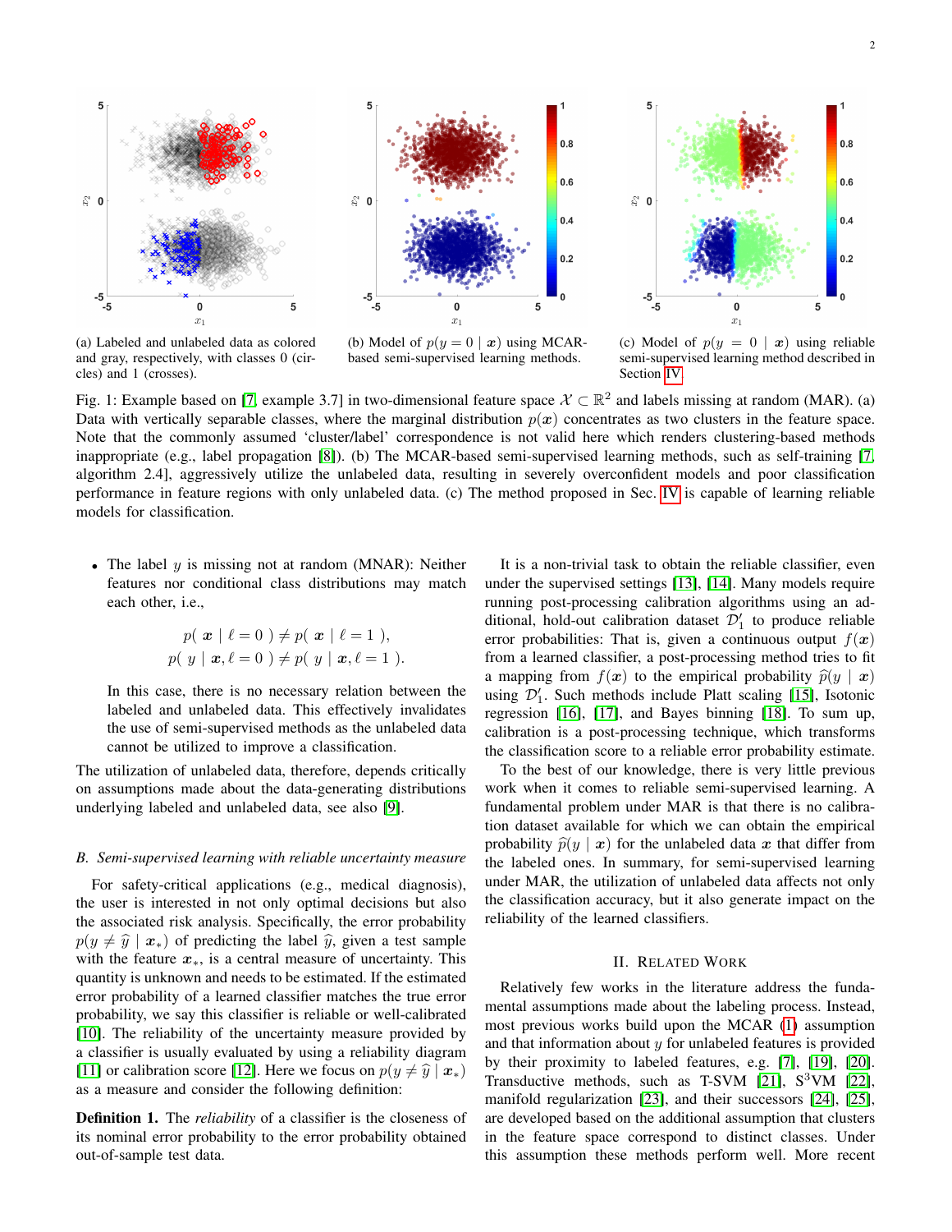(a) Labeled and unlabeled data as colored and gray, respectively, with classes 0 (circles) and 1 (crosses).

(b) Model of $p(y = 0 \mid \boldsymbol{x})$ using MCAR-based semi-supervised learning methods.

(c) Model of $p(y = 0 \mid \boldsymbol{x})$ using reliable semi-supervised learning method described in Section IV.

Fig. 1: Example based on [7, example 3.7] in two-dimensional feature space $\mathcal{X} \subset \mathbb{R}^2$ and labels missing at random (MAR). (a) Data with vertically separable classes, where the marginal distribution $p(\boldsymbol{x})$ concentrates as two clusters in the feature space. Note that the commonly assumed 'cluster/label' correspondence is not valid here which renders clustering-based methods inappropriate (e.g., label propagation [8]). (b) The MCAR-based semi-supervised learning methods, such as self-training [7, algorithm 2.4], aggressively utilize the unlabeled data, resulting in severely overconfident models and poor classification performance in feature regions with only unlabeled data. (c) The method proposed in Sec. IV is capable of learning reliable models for classification.

- The label $y$ is missing not at random (MNAR): Neither features nor conditional class distributions may match each other, i.e.,

$$p(\, \boldsymbol{x} \mid \ell = 0 \,) \neq p(\, \boldsymbol{x} \mid \ell = 1 \,),$$
$$p(\, y \mid \boldsymbol{x}, \ell = 0 \,) \neq p(\, y \mid \boldsymbol{x}, \ell = 1 \,).$$

  In this case, there is no necessary relation between the labeled and unlabeled data. This effectively invalidates the use of semi-supervised methods as the unlabeled data cannot be utilized to improve a classification.

The utilization of unlabeled data, therefore, depends critically on assumptions made about the data-generating distributions underlying labeled and unlabeled data, see also [9].

### *B. Semi-supervised learning with reliable uncertainty measure*

For safety-critical applications (e.g., medical diagnosis), the user is interested in not only optimal decisions but also the associated risk analysis. Specifically, the error probability $p(y \neq \widehat{y} \mid \boldsymbol{x}_*)$ of predicting the label $\widehat{y}$, given a test sample with the feature $\boldsymbol{x}_*$, is a central measure of uncertainty. This quantity is unknown and needs to be estimated. If the estimated error probability of a learned classifier matches the true error probability, we say this classifier is reliable or well-calibrated [10]. The reliability of the uncertainty measure provided by a classifier is usually evaluated by using a reliability diagram [11] or calibration score [12]. Here we focus on $p(y \neq \widehat{y} \mid \boldsymbol{x}_*)$ as a measure and consider the following definition:

**Definition 1.** The *reliability* of a classifier is the closeness of its nominal error probability to the error probability obtained out-of-sample test data.

It is a non-trivial task to obtain the reliable classifier, even under the supervised settings [13], [14]. Many models require running post-processing calibration algorithms using an additional, hold-out calibration dataset $\mathcal{D}_1'$ to produce reliable error probabilities: That is, given a continuous output $f(\boldsymbol{x})$ from a learned classifier, a post-processing method tries to fit a mapping from $f(\boldsymbol{x})$ to the empirical probability $\widehat{p}(y \mid \boldsymbol{x})$ using $\mathcal{D}_1'$. Such methods include Platt scaling [15], Isotonic regression [16], [17], and Bayes binning [18]. To sum up, calibration is a post-processing technique, which transforms the classification score to a reliable error probability estimate.

To the best of our knowledge, there is very little previous work when it comes to reliable semi-supervised learning. A fundamental problem under MAR is that there is no calibration dataset available for which we can obtain the empirical probability $\widehat{p}(y \mid \boldsymbol{x})$ for the unlabeled data $\boldsymbol{x}$ that differ from the labeled ones. In summary, for semi-supervised learning under MAR, the utilization of unlabeled data affects not only the classification accuracy, but it also generate impact on the reliability of the learned classifiers.

## II. Related Work

Relatively few works in the literature address the fundamental assumptions made about the labeling process. Instead, most previous works build upon the MCAR (1) assumption and that information about $y$ for unlabeled features is provided by their proximity to labeled features, e.g. [7], [19], [20]. Transductive methods, such as T-SVM [21], S$^3$VM [22], manifold regularization [23], and their successors [24], [25], are developed based on the additional assumption that clusters in the feature space correspond to distinct classes. Under this assumption these methods perform well. More recent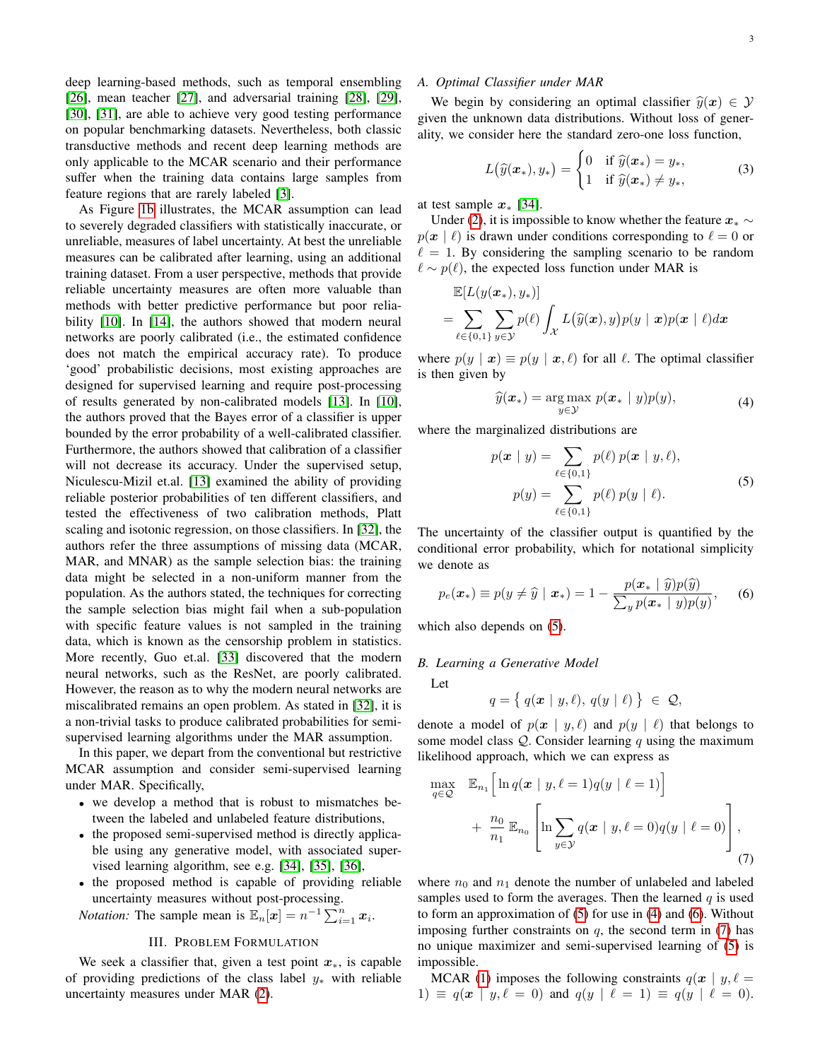deep learning-based methods, such as temporal ensembling [26], mean teacher [27], and adversarial training [28], [29], [30], [31], are able to achieve very good testing performance on popular benchmarking datasets. Nevertheless, both classic transductive methods and recent deep learning methods are only applicable to the MCAR scenario and their performance suffer when the training data contains large samples from feature regions that are rarely labeled [3].

As Figure 1b illustrates, the MCAR assumption can lead to severely degraded classifiers with statistically inaccurate, or unreliable, measures of label uncertainty. At best the unreliable measures can be calibrated after learning, using an additional training dataset. From a user perspective, methods that provide reliable uncertainty measures are often more valuable than methods with better predictive performance but poor reliability [10]. In [14], the authors showed that modern neural networks are poorly calibrated (i.e., the estimated confidence does not match the empirical accuracy rate). To produce 'good' probabilistic decisions, most existing approaches are designed for supervised learning and require post-processing of results generated by non-calibrated models [13]. In [10], the authors proved that the Bayes error of a classifier is upper bounded by the error probability of a well-calibrated classifier. Furthermore, the authors showed that calibration of a classifier will not decrease its accuracy. Under the supervised setup, Niculescu-Mizil et.al. [13] examined the ability of providing reliable posterior probabilities of ten different classifiers, and tested the effectiveness of two calibration methods, Platt scaling and isotonic regression, on those classifiers. In [32], the authors refer the three assumptions of missing data (MCAR, MAR, and MNAR) as the sample selection bias: the training data might be selected in a non-uniform manner from the population. As the authors stated, the techniques for correcting the sample selection bias might fail when a sub-population with specific feature values is not sampled in the training data, which is known as the censorship problem in statistics. More recently, Guo et.al. [33] discovered that the modern neural networks, such as the ResNet, are poorly calibrated. However, the reason as to why the modern neural networks are miscalibrated remains an open problem. As stated in [32], it is a non-trivial tasks to produce calibrated probabilities for semi-supervised learning algorithms under the MAR assumption.

In this paper, we depart from the conventional but restrictive MCAR assumption and consider semi-supervised learning under MAR. Specifically,

- we develop a method that is robust to mismatches between the labeled and unlabeled feature distributions,
- the proposed semi-supervised method is directly applicable using any generative model, with associated supervised learning algorithm, see e.g. [34], [35], [36],
- the proposed method is capable of providing reliable uncertainty measures without post-processing.

*Notation:* The sample mean is $\mathbb{E}_n[\boldsymbol{x}] = n^{-1}\sum_{i=1}^{n} \boldsymbol{x}_i$.

## III. Problem Formulation

We seek a classifier that, given a test point $\boldsymbol{x}_*$, is capable of providing predictions of the class label $y_*$ with reliable uncertainty measures under MAR (2).

### A. Optimal Classifier under MAR

We begin by considering an optimal classifier $\widehat{y}(\boldsymbol{x}) \in \mathcal{Y}$ given the unknown data distributions. Without loss of generality, we consider here the standard zero-one loss function,

$$
L\big(\widehat{y}(\boldsymbol{x}_*), y_*\big) = \begin{cases} 0 & \text{if } \widehat{y}(\boldsymbol{x}_*) = y_*, \\ 1 & \text{if } \widehat{y}(\boldsymbol{x}_*) \neq y_*, \end{cases} \tag{3}
$$

at test sample $\boldsymbol{x}_*$ [34].

Under (2), it is impossible to know whether the feature $\boldsymbol{x}_* \sim p(\boldsymbol{x} \mid \ell)$ is drawn under conditions corresponding to $\ell = 0$ or $\ell = 1$. By considering the sampling scenario to be random $\ell \sim p(\ell)$, the expected loss function under MAR is

$$
\begin{aligned}
&\mathbb{E}[L(y(\boldsymbol{x}_*), y_*)] \\
&= \sum_{\ell \in \{0,1\}} \sum_{y \in \mathcal{Y}} p(\ell) \int_{\mathcal{X}} L\big(\widehat{y}(\boldsymbol{x}), y\big) p(y \mid \boldsymbol{x}) p(\boldsymbol{x} \mid \ell) d\boldsymbol{x}
\end{aligned}
$$

where $p(y \mid \boldsymbol{x}) \equiv p(y \mid \boldsymbol{x}, \ell)$ for all $\ell$. The optimal classifier is then given by

$$
\widehat{y}(\boldsymbol{x}_*) = \arg\max_{y \in \mathcal{Y}} \; p(\boldsymbol{x}_* \mid y) p(y), \tag{4}
$$

where the marginalized distributions are

$$
\begin{aligned}
p(\boldsymbol{x} \mid y) &= \sum_{\ell \in \{0,1\}} p(\ell)\, p(\boldsymbol{x} \mid y, \ell), \\
p(y) &= \sum_{\ell \in \{0,1\}} p(\ell)\, p(y \mid \ell).
\end{aligned} \tag{5}
$$

The uncertainty of the classifier output is quantified by the conditional error probability, which for notational simplicity we denote as

$$
p_e(\boldsymbol{x}_*) \equiv p(y \neq \widehat{y} \mid \boldsymbol{x}_*) = 1 - \frac{p(\boldsymbol{x}_* \mid \widehat{y}) p(\widehat{y})}{\sum_y p(\boldsymbol{x}_* \mid y) p(y)}, \tag{6}
$$

which also depends on (5).

### B. Learning a Generative Model

Let

$$
q = \big\{\, q(\boldsymbol{x} \mid y, \ell),\; q(y \mid \ell) \,\big\} \;\in\; \mathcal{Q},
$$

denote a model of $p(\boldsymbol{x} \mid y, \ell)$ and $p(y \mid \ell)$ that belongs to some model class $\mathcal{Q}$. Consider learning $q$ using the maximum likelihood approach, which we can express as

$$
\begin{aligned}
\max_{q \in \mathcal{Q}} \quad & \mathbb{E}_{n_1}\Big[\ln q(\boldsymbol{x} \mid y, \ell = 1) q(y \mid \ell = 1)\Big] \\
& + \frac{n_0}{n_1} \mathbb{E}_{n_0}\left[\ln \sum_{y \in \mathcal{Y}} q(\boldsymbol{x} \mid y, \ell = 0) q(y \mid \ell = 0)\right],
\end{aligned} \tag{7}
$$

where $n_0$ and $n_1$ denote the number of unlabeled and labeled samples used to form the averages. Then the learned $q$ is used to form an approximation of (5) for use in (4) and (6). Without imposing further constraints on $q$, the second term in (7) has no unique maximizer and semi-supervised learning of (5) is impossible.

MCAR (1) imposes the following constraints $q(\boldsymbol{x} \mid y, \ell = 1) \equiv q(\boldsymbol{x} \mid y, \ell = 0)$ and $q(y \mid \ell = 1) \equiv q(y \mid \ell = 0)$.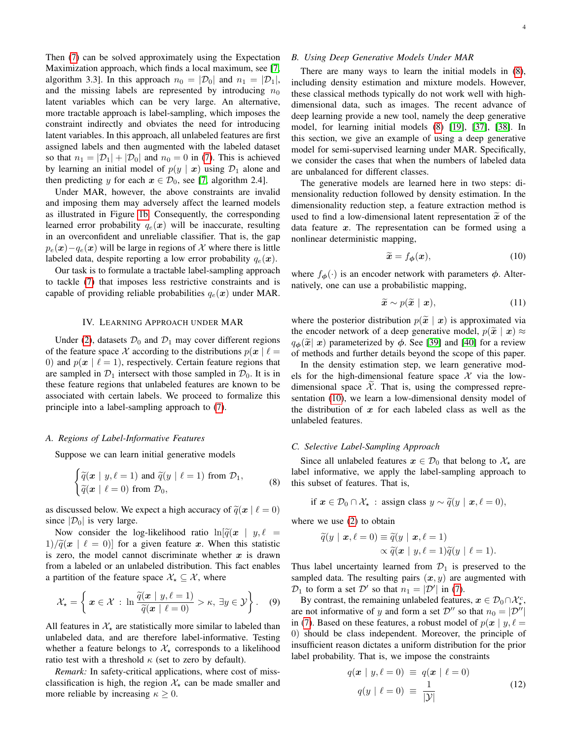Then (7) can be solved approximately using the Expectation Maximization approach, which finds a local maximum, see [7, algorithm 3.3]. In this approach $n_0 = |\mathcal{D}_0|$ and $n_1 = |\mathcal{D}_1|$, and the missing labels are represented by introducing $n_0$ latent variables which can be very large. An alternative, more tractable approach is label-sampling, which imposes the constraint indirectly and obviates the need for introducing latent variables. In this approach, all unlabeled features are first assigned labels and then augmented with the labeled dataset so that $n_1 = |\mathcal{D}_1| + |\mathcal{D}_0|$ and $n_0 = 0$ in (7). This is achieved by learning an initial model of $p(y \mid \boldsymbol{x})$ using $\mathcal{D}_1$ alone and then predicting $y$ for each $\boldsymbol{x} \in \mathcal{D}_0$, see [7, algorithm 2.4].

Under MAR, however, the above constraints are invalid and imposing them may adversely affect the learned models as illustrated in Figure 1b. Consequently, the corresponding learned error probability $q_e(\boldsymbol{x})$ will be inaccurate, resulting in an overconfident and unreliable classifier. That is, the gap $p_e(\boldsymbol{x}) - q_e(\boldsymbol{x})$ will be large in regions of $\mathcal{X}$ where there is little labeled data, despite reporting a low error probability $q_e(\boldsymbol{x})$.

Our task is to formulate a tractable label-sampling approach to tackle (7) that imposes less restrictive constraints and is capable of providing reliable probabilities $q_e(\boldsymbol{x})$ under MAR.

## IV. Learning Approach under MAR

Under (2), datasets $\mathcal{D}_0$ and $\mathcal{D}_1$ may cover different regions of the feature space $\mathcal{X}$ according to the distributions $p(\boldsymbol{x} \mid \ell = 0)$ and $p(\boldsymbol{x} \mid \ell = 1)$, respectively. Certain feature regions that are sampled in $\mathcal{D}_1$ intersect with those sampled in $\mathcal{D}_0$. It is in these feature regions that unlabeled features are known to be associated with certain labels. We proceed to formalize this principle into a label-sampling approach to (7).

### A. Regions of Label-Informative Features

Suppose we can learn initial generative models

$$\begin{cases} \widetilde{q}(\boldsymbol{x} \mid y, \ell = 1) \text{ and } \widetilde{q}(y \mid \ell = 1) \text{ from } \mathcal{D}_1, \\ \widetilde{q}(\boldsymbol{x} \mid \ell = 0) \text{ from } \mathcal{D}_0, \end{cases} \tag{8}$$

as discussed below. We expect a high accuracy of $\widetilde{q}(\boldsymbol{x} \mid \ell = 0)$ since $|\mathcal{D}_0|$ is very large.

Now consider the log-likelihood ratio $\ln[\widetilde{q}(\boldsymbol{x} \mid y, \ell = 1)/\widetilde{q}(\boldsymbol{x} \mid \ell = 0)]$ for a given feature $\boldsymbol{x}$. When this statistic is zero, the model cannot discriminate whether $\boldsymbol{x}$ is drawn from a labeled or an unlabeled distribution. This fact enables a partition of the feature space $\mathcal{X}_\star \subseteq \mathcal{X}$, where

$$\mathcal{X}_\star = \left\{ \boldsymbol{x} \in \mathcal{X} \; : \; \ln \frac{\widetilde{q}(\boldsymbol{x} \mid y, \ell = 1)}{\widetilde{q}(\boldsymbol{x} \mid \ell = 0)} > \kappa, \; \exists y \in \mathcal{Y} \right\}. \tag{9}$$

All features in $\mathcal{X}_\star$ are statistically more similar to labeled than unlabeled data, and are therefore label-informative. Testing whether a feature belongs to $\mathcal{X}_\star$ corresponds to a likelihood ratio test with a threshold $\kappa$ (set to zero by default).

*Remark:* In safety-critical applications, where cost of miss-classification is high, the region $\mathcal{X}_\star$ can be made smaller and more reliable by increasing $\kappa \geq 0$.

### B. Using Deep Generative Models Under MAR

There are many ways to learn the initial models in (8), including density estimation and mixture models. However, these classical methods typically do not work well with high-dimensional data, such as images. The recent advance of deep learning provide a new tool, namely the deep generative model, for learning initial models (8) [19], [37], [38]. In this section, we give an example of using a deep generative model for semi-supervised learning under MAR. Specifically, we consider the cases that when the numbers of labeled data are unbalanced for different classes.

The generative models are learned here in two steps: dimensionality reduction followed by density estimation. In the dimensionality reduction step, a feature extraction method is used to find a low-dimensional latent representation $\widetilde{\boldsymbol{x}}$ of the data feature $\boldsymbol{x}$. The representation can be formed using a nonlinear deterministic mapping,

$$\widetilde{\boldsymbol{x}} = f_{\boldsymbol{\phi}}(\boldsymbol{x}), \tag{10}$$

where $f_{\boldsymbol{\phi}}(\cdot)$ is an encoder network with parameters $\boldsymbol{\phi}$. Alternatively, one can use a probabilistic mapping,

$$\widetilde{\boldsymbol{x}} \sim p(\widetilde{\boldsymbol{x}} \mid \boldsymbol{x}), \tag{11}$$

where the posterior distribution $p(\widetilde{\boldsymbol{x}} \mid \boldsymbol{x})$ is approximated via the encoder network of a deep generative model, $p(\widetilde{\boldsymbol{x}} \mid \boldsymbol{x}) \approx q_{\boldsymbol{\phi}}(\widetilde{\boldsymbol{x}} \mid \boldsymbol{x})$ parameterized by $\boldsymbol{\phi}$. See [39] and [40] for a review of methods and further details beyond the scope of this paper.

In the density estimation step, we learn generative models for the high-dimensional feature space $\mathcal{X}$ via the low-dimensional space $\widetilde{\mathcal{X}}$. That is, using the compressed representation (10), we learn a low-dimensional density model of the distribution of $\boldsymbol{x}$ for each labeled class as well as the unlabeled features.

### C. Selective Label-Sampling Approach

Since all unlabeled features $\boldsymbol{x} \in \mathcal{D}_0$ that belong to $\mathcal{X}_\star$ are label informative, we apply the label-sampling approach to this subset of features. That is,

$$\text{if } \boldsymbol{x} \in \mathcal{D}_0 \cap \mathcal{X}_\star \; : \; \text{assign class } y \sim \widetilde{q}(y \mid \boldsymbol{x}, \ell = 0),$$

where we use (2) to obtain

$$\begin{aligned} \widetilde{q}(y \mid \boldsymbol{x}, \ell = 0) &\equiv \widetilde{q}(y \mid \boldsymbol{x}, \ell = 1) \\ &\propto \widetilde{q}(\boldsymbol{x} \mid y, \ell = 1)\widetilde{q}(y \mid \ell = 1). \end{aligned}$$

Thus label uncertainty learned from $\mathcal{D}_1$ is preserved to the sampled data. The resulting pairs $(\boldsymbol{x}, y)$ are augmented with $\mathcal{D}_1$ to form a set $\mathcal{D}'$ so that $n_1 = |\mathcal{D}'|$ in (7).

By contrast, the remaining unlabeled features, $\boldsymbol{x} \in \mathcal{D}_0 \cap \mathcal{X}_\star^c$, are not informative of $y$ and form a set $\mathcal{D}''$ so that $n_0 = |\mathcal{D}''|$ in (7). Based on these features, a robust model of $p(\boldsymbol{x} \mid y, \ell = 0)$ should be class independent. Moreover, the principle of insufficient reason dictates a uniform distribution for the prior label probability. That is, we impose the constraints

$$\begin{aligned} q(\boldsymbol{x} \mid y, \ell = 0) &\equiv q(\boldsymbol{x} \mid \ell = 0) \\ q(y \mid \ell = 0) &\equiv \frac{1}{|\mathcal{Y}|} \end{aligned} \tag{12}$$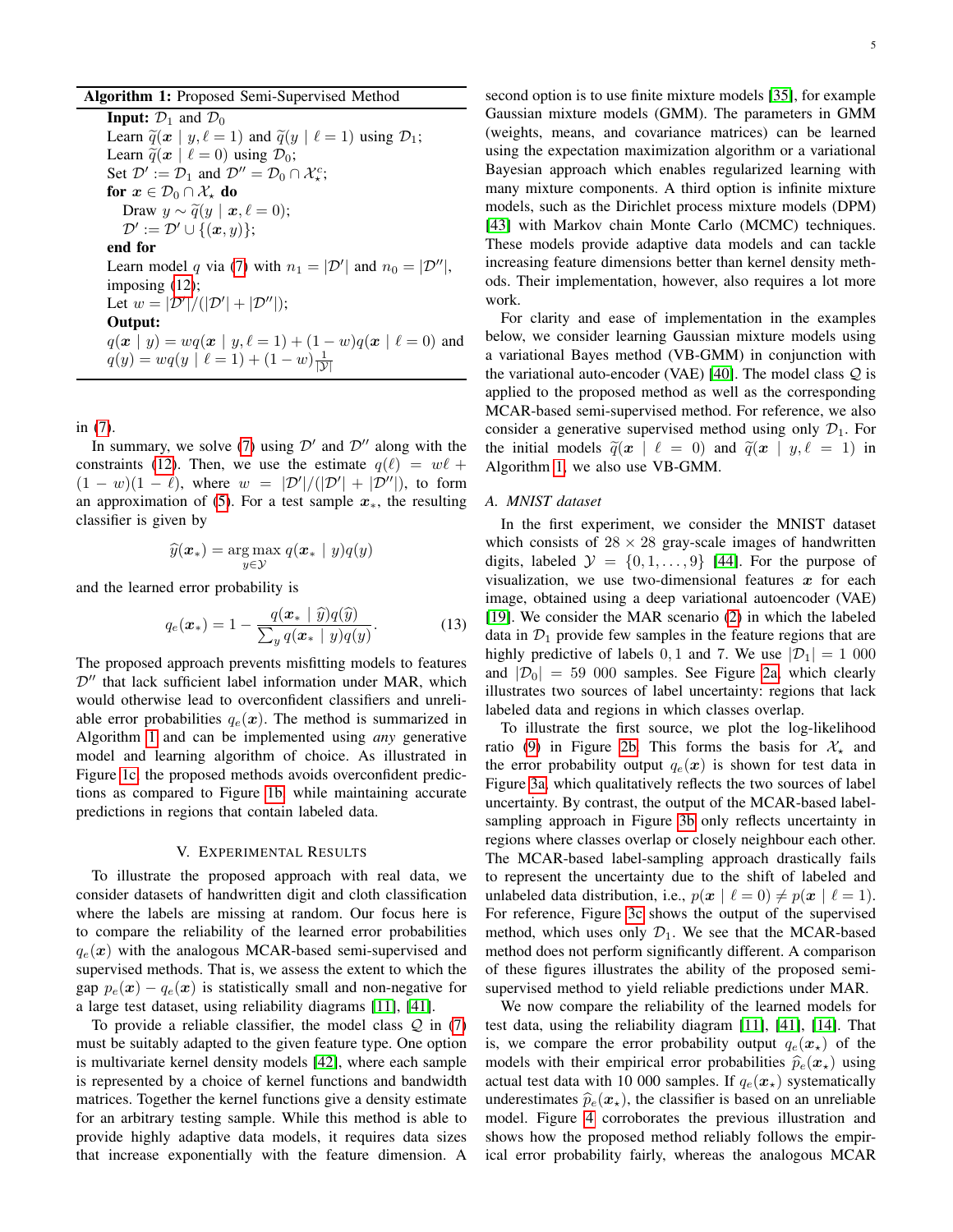**Algorithm 1:** Proposed Semi-Supervised Method

**Input:** $\mathcal{D}_1$ and $\mathcal{D}_0$

Learn $\widetilde{q}(\boldsymbol{x} \mid y, \ell = 1)$ and $\widetilde{q}(y \mid \ell = 1)$ using $\mathcal{D}_1$;

Learn $\widetilde{q}(\boldsymbol{x} \mid \ell = 0)$ using $\mathcal{D}_0$;

Set $\mathcal{D}' := \mathcal{D}_1$ and $\mathcal{D}'' = \mathcal{D}_0 \cap \mathcal{X}^c_\star$;

**for** $\boldsymbol{x} \in \mathcal{D}_0 \cap \mathcal{X}_\star$ **do**

  Draw $y \sim \widetilde{q}(y \mid \boldsymbol{x}, \ell = 0)$;

  $\mathcal{D}' := \mathcal{D}' \cup \{(\boldsymbol{x}, y)\}$;

**end for**

Learn model $q$ via (7) with $n_1 = |\mathcal{D}'|$ and $n_0 = |\mathcal{D}''|$, imposing (12);

Let $w = |\mathcal{D}'|/(|\mathcal{D}'| + |\mathcal{D}''|)$;

**Output:**

$q(\boldsymbol{x} \mid y) = wq(\boldsymbol{x} \mid y, \ell = 1) + (1 - w)q(\boldsymbol{x} \mid \ell = 0)$ and $q(y) = wq(y \mid \ell = 1) + (1 - w)\frac{1}{|\mathcal{Y}|}$

in (7).

In summary, we solve (7) using $\mathcal{D}'$ and $\mathcal{D}''$ along with the constraints (12). Then, we use the estimate $q(\ell) = w\ell + (1 - w)(1 - \ell)$, where $w = |\mathcal{D}'|/(|\mathcal{D}'| + |\mathcal{D}''|)$, to form an approximation of (5). For a test sample $\boldsymbol{x}_*$, the resulting classifier is given by

$$\widehat{y}(\boldsymbol{x}_*) = \underset{y \in \mathcal{Y}}{\arg\max}\; q(\boldsymbol{x}_* \mid y)q(y)$$

and the learned error probability is

$$q_e(\boldsymbol{x}_*) = 1 - \frac{q(\boldsymbol{x}_* \mid \widehat{y})q(\widehat{y})}{\sum_y q(\boldsymbol{x}_* \mid y)q(y)}. \tag{13}$$

The proposed approach prevents misfitting models to features $\mathcal{D}''$ that lack sufficient label information under MAR, which would otherwise lead to overconfident classifiers and unreliable error probabilities $q_e(\boldsymbol{x})$. The method is summarized in Algorithm 1 and can be implemented using *any* generative model and learning algorithm of choice. As illustrated in Figure 1c, the proposed methods avoids overconfident predictions as compared to Figure 1b, while maintaining accurate predictions in regions that contain labeled data.

## V. Experimental Results

To illustrate the proposed approach with real data, we consider datasets of handwritten digit and cloth classification where the labels are missing at random. Our focus here is to compare the reliability of the learned error probabilities $q_e(\boldsymbol{x})$ with the analogous MCAR-based semi-supervised and supervised methods. That is, we assess the extent to which the gap $p_e(\boldsymbol{x}) - q_e(\boldsymbol{x})$ is statistically small and non-negative for a large test dataset, using reliability diagrams [11], [41].

To provide a reliable classifier, the model class $\mathcal{Q}$ in (7) must be suitably adapted to the given feature type. One option is multivariate kernel density models [42], where each sample is represented by a choice of kernel functions and bandwidth matrices. Together the kernel functions give a density estimate for an arbitrary testing sample. While this method is able to provide highly adaptive data models, it requires data sizes that increase exponentially with the feature dimension. A second option is to use finite mixture models [35], for example Gaussian mixture models (GMM). The parameters in GMM (weights, means, and covariance matrices) can be learned using the expectation maximization algorithm or a variational Bayesian approach which enables regularized learning with many mixture components. A third option is infinite mixture models, such as the Dirichlet process mixture models (DPM) [43] with Markov chain Monte Carlo (MCMC) techniques. These models provide adaptive data models and can tackle increasing feature dimensions better than kernel density methods. Their implementation, however, also requires a lot more work.

For clarity and ease of implementation in the examples below, we consider learning Gaussian mixture models using a variational Bayes method (VB-GMM) in conjunction with the variational auto-encoder (VAE) [40]. The model class $\mathcal{Q}$ is applied to the proposed method as well as the corresponding MCAR-based semi-supervised method. For reference, we also consider a generative supervised method using only $\mathcal{D}_1$. For the initial models $\widetilde{q}(\boldsymbol{x} \mid \ell = 0)$ and $\widetilde{q}(\boldsymbol{x} \mid y, \ell = 1)$ in Algorithm 1, we also use VB-GMM.

### A. MNIST dataset

In the first experiment, we consider the MNIST dataset which consists of $28 \times 28$ gray-scale images of handwritten digits, labeled $\mathcal{Y} = \{0, 1, \dots, 9\}$ [44]. For the purpose of visualization, we use two-dimensional features $\boldsymbol{x}$ for each image, obtained using a deep variational autoencoder (VAE) [19]. We consider the MAR scenario (2) in which the labeled data in $\mathcal{D}_1$ provide few samples in the feature regions that are highly predictive of labels $0, 1$ and $7$. We use $|\mathcal{D}_1| = 1\ 000$ and $|\mathcal{D}_0| = 59\ 000$ samples. See Figure 2a which clearly illustrates two sources of label uncertainty: regions that lack labeled data and regions in which classes overlap.

To illustrate the first source, we plot the log-likelihood ratio (9) in Figure 2b. This forms the basis for $\mathcal{X}_\star$ and the error probability output $q_e(\boldsymbol{x})$ is shown for test data in Figure 3a, which qualitatively reflects the two sources of label uncertainty. By contrast, the output of the MCAR-based label-sampling approach in Figure 3b only reflects uncertainty in regions where classes overlap or closely neighbour each other. The MCAR-based label-sampling approach drastically fails to represent the uncertainty due to the shift of labeled and unlabeled data distribution, i.e., $p(\boldsymbol{x} \mid \ell = 0) \neq p(\boldsymbol{x} \mid \ell = 1)$. For reference, Figure 3c shows the output of the supervised method, which uses only $\mathcal{D}_1$. We see that the MCAR-based method does not perform significantly different. A comparison of these figures illustrates the ability of the proposed semi-supervised method to yield reliable predictions under MAR.

We now compare the reliability of the learned models for test data, using the reliability diagram [11], [41], [14]. That is, we compare the error probability output $q_e(\boldsymbol{x}_\star)$ of the models with their empirical error probabilities $\widehat{p}_e(\boldsymbol{x}_\star)$ using actual test data with 10 000 samples. If $q_e(\boldsymbol{x}_\star)$ systematically underestimates $\widehat{p}_e(\boldsymbol{x}_\star)$, the classifier is based on an unreliable model. Figure 4 corroborates the previous illustration and shows how the proposed method reliably follows the empirical error probability fairly, whereas the analogous MCAR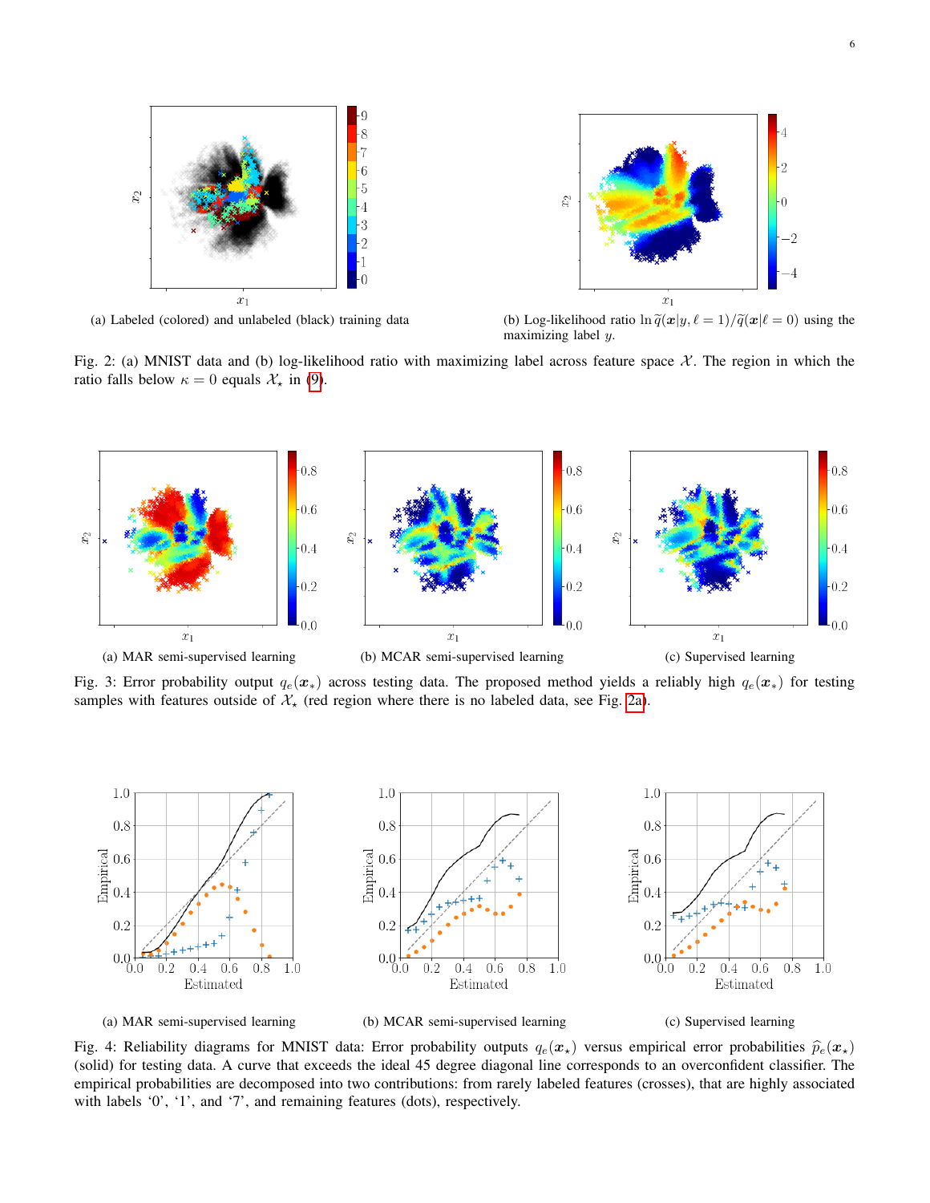(a) Labeled (colored) and unlabeled (black) training data

(b) Log-likelihood ratio $\ln \widetilde{q}(\boldsymbol{x}|y, \ell = 1)/\widetilde{q}(\boldsymbol{x}|\ell = 0)$ using the maximizing label $y$.

Fig. 2: (a) MNIST data and (b) log-likelihood ratio with maximizing label across feature space $\mathcal{X}$. The region in which the ratio falls below $\kappa = 0$ equals $\mathcal{X}_\star$ in (9).

(a) MAR semi-supervised learning

(b) MCAR semi-supervised learning

(c) Supervised learning

Fig. 3: Error probability output $q_e(\boldsymbol{x}_*)$ across testing data. The proposed method yields a reliably high $q_e(\boldsymbol{x}_*)$ for testing samples with features outside of $\mathcal{X}_\star$ (red region where there is no labeled data, see Fig. 2a).

(a) MAR semi-supervised learning

(b) MCAR semi-supervised learning

(c) Supervised learning

Fig. 4: Reliability diagrams for MNIST data: Error probability outputs $q_e(\boldsymbol{x}_\star)$ versus empirical error probabilities $\widehat{p}_e(\boldsymbol{x}_\star)$ (solid) for testing data. A curve that exceeds the ideal 45 degree diagonal line corresponds to an overconfident classifier. The empirical probabilities are decomposed into two contributions: from rarely labeled features (crosses), that are highly associated with labels '0', '1', and '7', and remaining features (dots), respectively.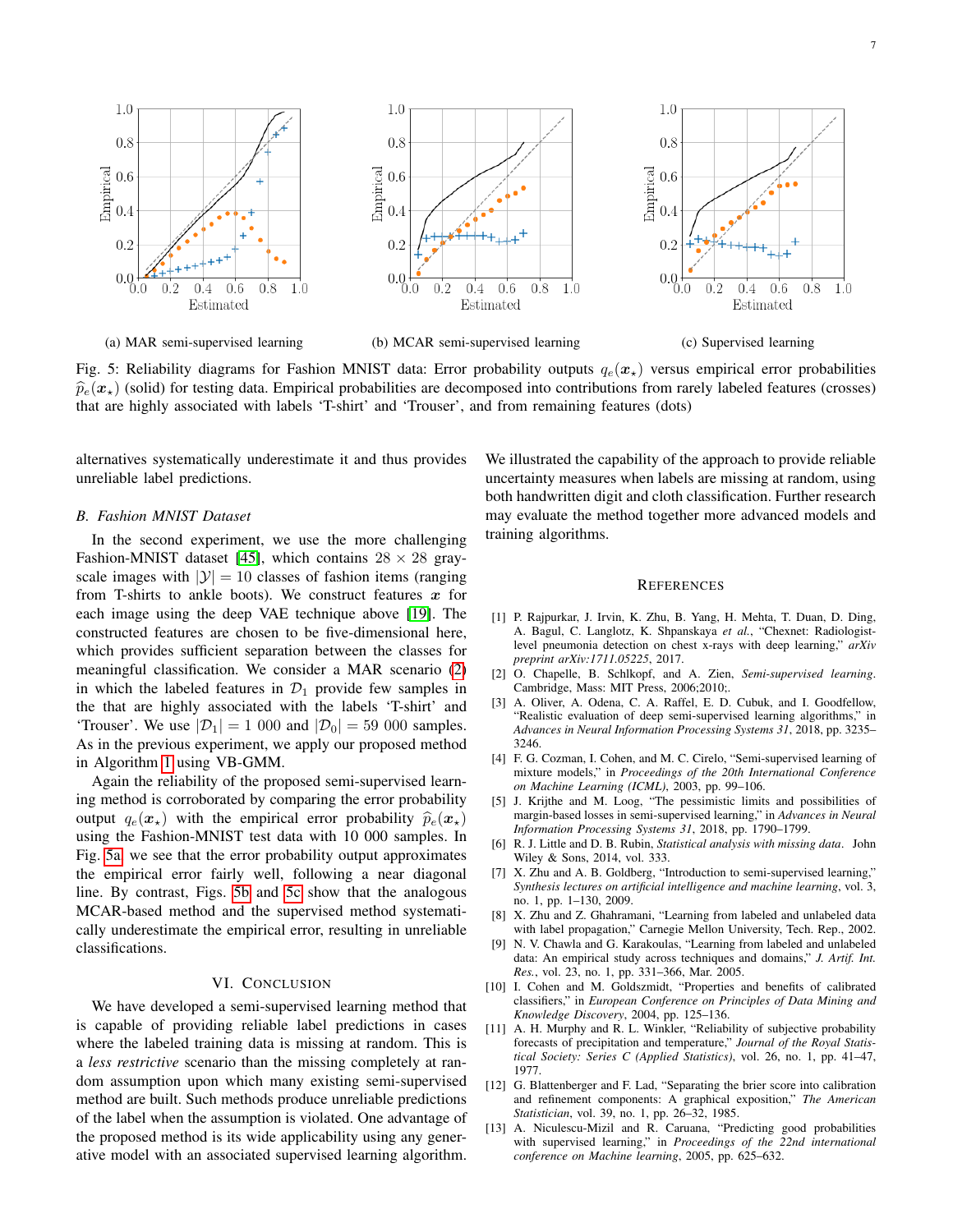(a) MAR semi-supervised learning

(b) MCAR semi-supervised learning

(c) Supervised learning

Fig. 5: Reliability diagrams for Fashion MNIST data: Error probability outputs $q_e(\boldsymbol{x}_\star)$ versus empirical error probabilities $\widehat{p}_e(\boldsymbol{x}_\star)$ (solid) for testing data. Empirical probabilities are decomposed into contributions from rarely labeled features (crosses) that are highly associated with labels 'T-shirt' and 'Trouser', and from remaining features (dots)

alternatives systematically underestimate it and thus provides unreliable label predictions.

### B. Fashion MNIST Dataset

In the second experiment, we use the more challenging Fashion-MNIST dataset [45], which contains $28 \times 28$ gray-scale images with $|\mathcal{Y}| = 10$ classes of fashion items (ranging from T-shirts to ankle boots). We construct features $\boldsymbol{x}$ for each image using the deep VAE technique above [19]. The constructed features are chosen to be five-dimensional here, which provides sufficient separation between the classes for meaningful classification. We consider a MAR scenario (2) in which the labeled features in $\mathcal{D}_1$ provide few samples in the that are highly associated with the labels 'T-shirt' and 'Trouser'. We use $|\mathcal{D}_1| = 1\ 000$ and $|\mathcal{D}_0| = 59\ 000$ samples. As in the previous experiment, we apply our proposed method in Algorithm 1 using VB-GMM.

Again the reliability of the proposed semi-supervised learning method is corroborated by comparing the error probability output $q_e(\boldsymbol{x}_\star)$ with the empirical error probability $\widehat{p}_e(\boldsymbol{x}_\star)$ using the Fashion-MNIST test data with 10 000 samples. In Fig. 5a we see that the error probability output approximates the empirical error fairly well, following a near diagonal line. By contrast, Figs. 5b and 5c show that the analogous MCAR-based method and the supervised method systematically underestimate the empirical error, resulting in unreliable classifications.

## VI. Conclusion

We have developed a semi-supervised learning method that is capable of providing reliable label predictions in cases where the labeled training data is missing at random. This is a *less restrictive* scenario than the missing completely at random assumption upon which many existing semi-supervised method are built. Such methods produce unreliable predictions of the label when the assumption is violated. One advantage of the proposed method is its wide applicability using any generative model with an associated supervised learning algorithm. We illustrated the capability of the approach to provide reliable uncertainty measures when labels are missing at random, using both handwritten digit and cloth classification. Further research may evaluate the method together more advanced models and training algorithms.

## References

[1] P. Rajpurkar, J. Irvin, K. Zhu, B. Yang, H. Mehta, T. Duan, D. Ding, A. Bagul, C. Langlotz, K. Shpanskaya *et al.*, "Chexnet: Radiologist-level pneumonia detection on chest x-rays with deep learning," *arXiv preprint arXiv:1711.05225*, 2017.

[2] O. Chapelle, B. Schlkopf, and A. Zien, *Semi-supervised learning*. Cambridge, Mass: MIT Press, 2006;2010;.

[3] A. Oliver, A. Odena, C. A. Raffel, E. D. Cubuk, and I. Goodfellow, "Realistic evaluation of deep semi-supervised learning algorithms," in *Advances in Neural Information Processing Systems 31*, 2018, pp. 3235–3246.

[4] F. G. Cozman, I. Cohen, and M. C. Cirelo, "Semi-supervised learning of mixture models," in *Proceedings of the 20th International Conference on Machine Learning (ICML)*, 2003, pp. 99–106.

[5] J. Krijthe and M. Loog, "The pessimistic limits and possibilities of margin-based losses in semi-supervised learning," in *Advances in Neural Information Processing Systems 31*, 2018, pp. 1790–1799.

[6] R. J. Little and D. B. Rubin, *Statistical analysis with missing data*. John Wiley & Sons, 2014, vol. 333.

[7] X. Zhu and A. B. Goldberg, "Introduction to semi-supervised learning," *Synthesis lectures on artificial intelligence and machine learning*, vol. 3, no. 1, pp. 1–130, 2009.

[8] X. Zhu and Z. Ghahramani, "Learning from labeled and unlabeled data with label propagation," Carnegie Mellon University, Tech. Rep., 2002.

[9] N. V. Chawla and G. Karakoulas, "Learning from labeled and unlabeled data: An empirical study across techniques and domains," *J. Artif. Int. Res.*, vol. 23, no. 1, pp. 331–366, Mar. 2005.

[10] I. Cohen and M. Goldszmidt, "Properties and benefits of calibrated classifiers," in *European Conference on Principles of Data Mining and Knowledge Discovery*, 2004, pp. 125–136.

[11] A. H. Murphy and R. L. Winkler, "Reliability of subjective probability forecasts of precipitation and temperature," *Journal of the Royal Statistical Society: Series C (Applied Statistics)*, vol. 26, no. 1, pp. 41–47, 1977.

[12] G. Blattenberger and F. Lad, "Separating the brier score into calibration and refinement components: A graphical exposition," *The American Statistician*, vol. 39, no. 1, pp. 26–32, 1985.

[13] A. Niculescu-Mizil and R. Caruana, "Predicting good probabilities with supervised learning," in *Proceedings of the 22nd international conference on Machine learning*, 2005, pp. 625–632.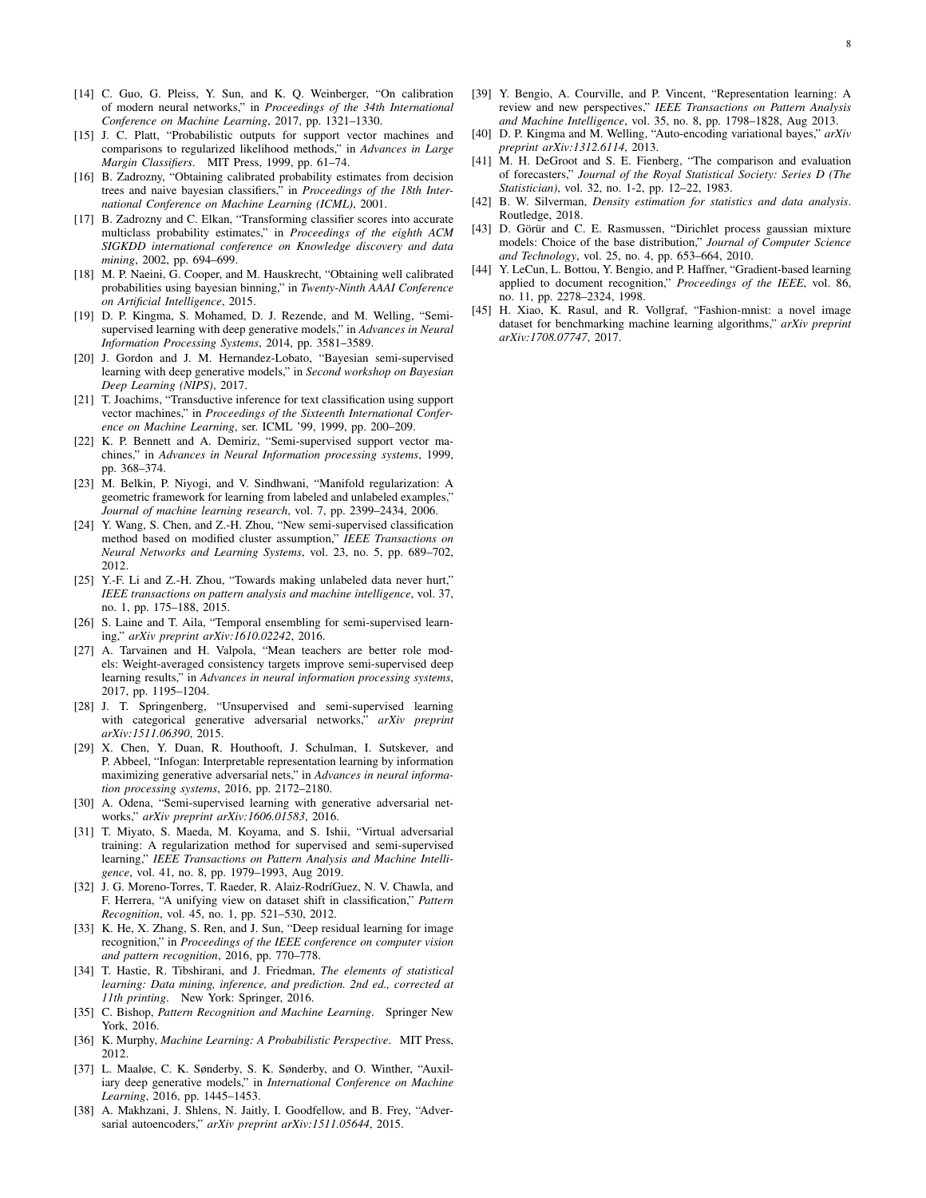[14] C. Guo, G. Pleiss, Y. Sun, and K. Q. Weinberger, "On calibration of modern neural networks," in *Proceedings of the 34th International Conference on Machine Learning*, 2017, pp. 1321–1330.

[15] J. C. Platt, "Probabilistic outputs for support vector machines and comparisons to regularized likelihood methods," in *Advances in Large Margin Classifiers*. MIT Press, 1999, pp. 61–74.

[16] B. Zadrozny, "Obtaining calibrated probability estimates from decision trees and naive bayesian classifiers," in *Proceedings of the 18th International Conference on Machine Learning (ICML)*, 2001.

[17] B. Zadrozny and C. Elkan, "Transforming classifier scores into accurate multiclass probability estimates," in *Proceedings of the eighth ACM SIGKDD international conference on Knowledge discovery and data mining*, 2002, pp. 694–699.

[18] M. P. Naeini, G. Cooper, and M. Hauskrecht, "Obtaining well calibrated probabilities using bayesian binning," in *Twenty-Ninth AAAI Conference on Artificial Intelligence*, 2015.

[19] D. P. Kingma, S. Mohamed, D. J. Rezende, and M. Welling, "Semi-supervised learning with deep generative models," in *Advances in Neural Information Processing Systems*, 2014, pp. 3581–3589.

[20] J. Gordon and J. M. Hernandez-Lobato, "Bayesian semi-supervised learning with deep generative models," in *Second workshop on Bayesian Deep Learning (NIPS)*, 2017.

[21] T. Joachims, "Transductive inference for text classification using support vector machines," in *Proceedings of the Sixteenth International Conference on Machine Learning*, ser. ICML '99, 1999, pp. 200–209.

[22] K. P. Bennett and A. Demiriz, "Semi-supervised support vector machines," in *Advances in Neural Information processing systems*, 1999, pp. 368–374.

[23] M. Belkin, P. Niyogi, and V. Sindhwani, "Manifold regularization: A geometric framework for learning from labeled and unlabeled examples," *Journal of machine learning research*, vol. 7, pp. 2399–2434, 2006.

[24] Y. Wang, S. Chen, and Z.-H. Zhou, "New semi-supervised classification method based on modified cluster assumption," *IEEE Transactions on Neural Networks and Learning Systems*, vol. 23, no. 5, pp. 689–702, 2012.

[25] Y.-F. Li and Z.-H. Zhou, "Towards making unlabeled data never hurt," *IEEE transactions on pattern analysis and machine intelligence*, vol. 37, no. 1, pp. 175–188, 2015.

[26] S. Laine and T. Aila, "Temporal ensembling for semi-supervised learning," *arXiv preprint arXiv:1610.02242*, 2016.

[27] A. Tarvainen and H. Valpola, "Mean teachers are better role models: Weight-averaged consistency targets improve semi-supervised deep learning results," in *Advances in neural information processing systems*, 2017, pp. 1195–1204.

[28] J. T. Springenberg, "Unsupervised and semi-supervised learning with categorical generative adversarial networks," *arXiv preprint arXiv:1511.06390*, 2015.

[29] X. Chen, Y. Duan, R. Houthooft, J. Schulman, I. Sutskever, and P. Abbeel, "Infogan: Interpretable representation learning by information maximizing generative adversarial nets," in *Advances in neural information processing systems*, 2016, pp. 2172–2180.

[30] A. Odena, "Semi-supervised learning with generative adversarial networks," *arXiv preprint arXiv:1606.01583*, 2016.

[31] T. Miyato, S. Maeda, M. Koyama, and S. Ishii, "Virtual adversarial training: A regularization method for supervised and semi-supervised learning," *IEEE Transactions on Pattern Analysis and Machine Intelligence*, vol. 41, no. 8, pp. 1979–1993, Aug 2019.

[32] J. G. Moreno-Torres, T. Raeder, R. Alaiz-RodríGuez, N. V. Chawla, and F. Herrera, "A unifying view on dataset shift in classification," *Pattern Recognition*, vol. 45, no. 1, pp. 521–530, 2012.

[33] K. He, X. Zhang, S. Ren, and J. Sun, "Deep residual learning for image recognition," in *Proceedings of the IEEE conference on computer vision and pattern recognition*, 2016, pp. 770–778.

[34] T. Hastie, R. Tibshirani, and J. Friedman, *The elements of statistical learning: Data mining, inference, and prediction. 2nd ed., corrected at 11th printing*. New York: Springer, 2016.

[35] C. Bishop, *Pattern Recognition and Machine Learning*. Springer New York, 2016.

[36] K. Murphy, *Machine Learning: A Probabilistic Perspective*. MIT Press, 2012.

[37] L. Maaløe, C. K. Sønderby, S. K. Sønderby, and O. Winther, "Auxiliary deep generative models," in *International Conference on Machine Learning*, 2016, pp. 1445–1453.

[38] A. Makhzani, J. Shlens, N. Jaitly, I. Goodfellow, and B. Frey, "Adversarial autoencoders," *arXiv preprint arXiv:1511.05644*, 2015.

[39] Y. Bengio, A. Courville, and P. Vincent, "Representation learning: A review and new perspectives," *IEEE Transactions on Pattern Analysis and Machine Intelligence*, vol. 35, no. 8, pp. 1798–1828, Aug 2013.

[40] D. P. Kingma and M. Welling, "Auto-encoding variational bayes," *arXiv preprint arXiv:1312.6114*, 2013.

[41] M. H. DeGroot and S. E. Fienberg, "The comparison and evaluation of forecasters," *Journal of the Royal Statistical Society: Series D (The Statistician)*, vol. 32, no. 1-2, pp. 12–22, 1983.

[42] B. W. Silverman, *Density estimation for statistics and data analysis*. Routledge, 2018.

[43] D. Görür and C. E. Rasmussen, "Dirichlet process gaussian mixture models: Choice of the base distribution," *Journal of Computer Science and Technology*, vol. 25, no. 4, pp. 653–664, 2010.

[44] Y. LeCun, L. Bottou, Y. Bengio, and P. Haffner, "Gradient-based learning applied to document recognition," *Proceedings of the IEEE*, vol. 86, no. 11, pp. 2278–2324, 1998.

[45] H. Xiao, K. Rasul, and R. Vollgraf, "Fashion-mnist: a novel image dataset for benchmarking machine learning algorithms," *arXiv preprint arXiv:1708.07747*, 2017.